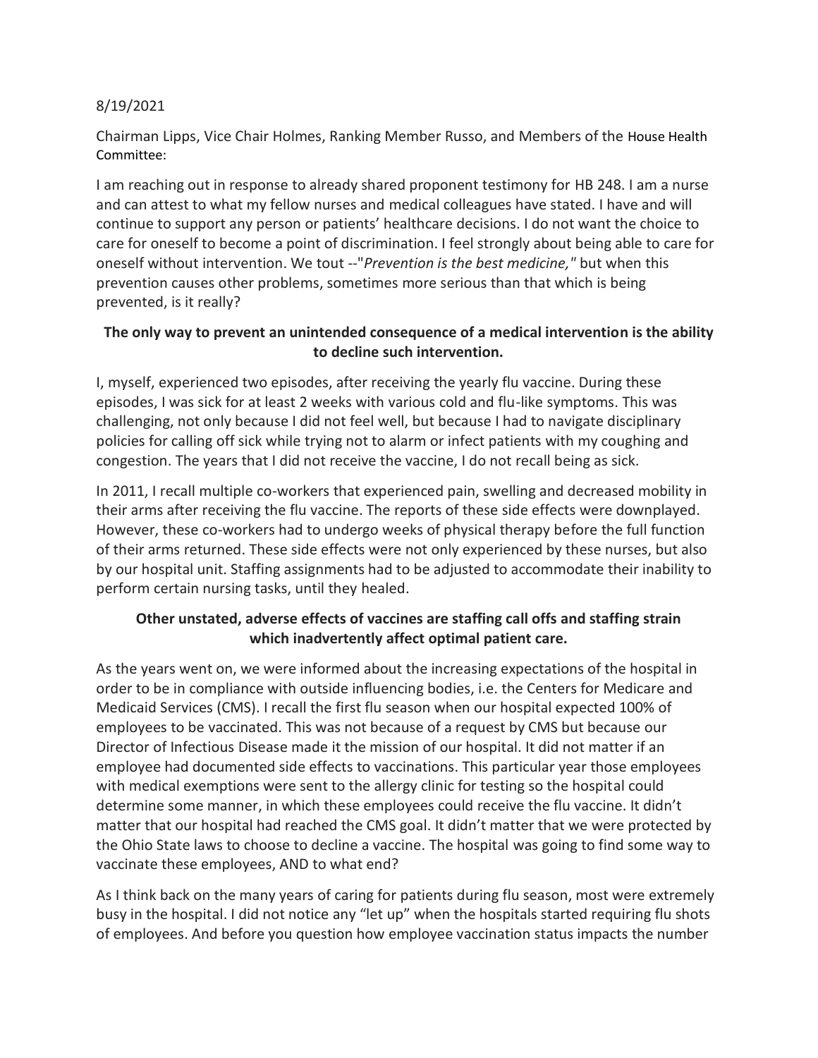8/19/2021

Chairman Lipps, Vice Chair Holmes, Ranking Member Russo, and Members of the House Health Committee:

I am reaching out in response to already shared proponent testimony for HB 248. I am a nurse and can attest to what my fellow nurses and medical colleagues have stated. I have and will continue to support any person or patients' healthcare decisions. I do not want the choice to care for oneself to become a point of discrimination. I feel strongly about being able to care for oneself without intervention. We tout --"*Prevention is the best medicine,*" but when this prevention causes other problems, sometimes more serious than that which is being prevented, is it really?

**The only way to prevent an unintended consequence of a medical intervention is the ability to decline such intervention.**

I, myself, experienced two episodes, after receiving the yearly flu vaccine. During these episodes, I was sick for at least 2 weeks with various cold and flu-like symptoms. This was challenging, not only because I did not feel well, but because I had to navigate disciplinary policies for calling off sick while trying not to alarm or infect patients with my coughing and congestion. The years that I did not receive the vaccine, I do not recall being as sick.

In 2011, I recall multiple co-workers that experienced pain, swelling and decreased mobility in their arms after receiving the flu vaccine. The reports of these side effects were downplayed. However, these co-workers had to undergo weeks of physical therapy before the full function of their arms returned. These side effects were not only experienced by these nurses, but also by our hospital unit. Staffing assignments had to be adjusted to accommodate their inability to perform certain nursing tasks, until they healed.

**Other unstated, adverse effects of vaccines are staffing call offs and staffing strain which inadvertently affect optimal patient care.**

As the years went on, we were informed about the increasing expectations of the hospital in order to be in compliance with outside influencing bodies, i.e. the Centers for Medicare and Medicaid Services (CMS). I recall the first flu season when our hospital expected 100% of employees to be vaccinated. This was not because of a request by CMS but because our Director of Infectious Disease made it the mission of our hospital. It did not matter if an employee had documented side effects to vaccinations. This particular year those employees with medical exemptions were sent to the allergy clinic for testing so the hospital could determine some manner, in which these employees could receive the flu vaccine. It didn't matter that our hospital had reached the CMS goal. It didn't matter that we were protected by the Ohio State laws to choose to decline a vaccine. The hospital was going to find some way to vaccinate these employees, AND to what end?

As I think back on the many years of caring for patients during flu season, most were extremely busy in the hospital. I did not notice any "let up" when the hospitals started requiring flu shots of employees. And before you question how employee vaccination status impacts the number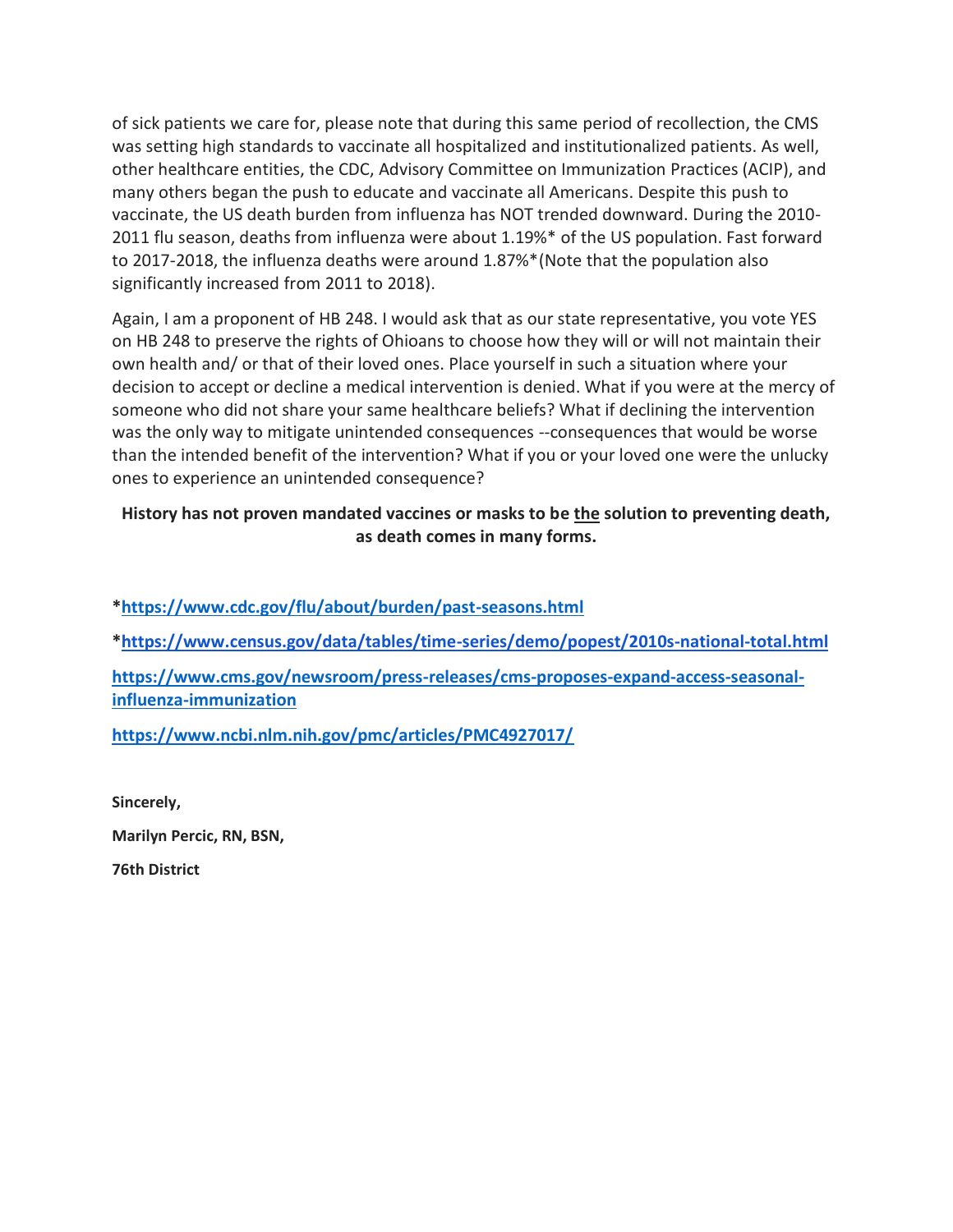of sick patients we care for, please note that during this same period of recollection, the CMS was setting high standards to vaccinate all hospitalized and institutionalized patients. As well, other healthcare entities, the CDC, Advisory Committee on Immunization Practices (ACIP), and many others began the push to educate and vaccinate all Americans. Despite this push to vaccinate, the US death burden from influenza has NOT trended downward. During the 2010-2011 flu season, deaths from influenza were about 1.19%* of the US population. Fast forward to 2017-2018, the influenza deaths were around 1.87%*(Note that the population also significantly increased from 2011 to 2018).

Again, I am a proponent of HB 248. I would ask that as our state representative, you vote YES on HB 248 to preserve the rights of Ohioans to choose how they will or will not maintain their own health and/ or that of their loved ones. Place yourself in such a situation where your decision to accept or decline a medical intervention is denied. What if you were at the mercy of someone who did not share your same healthcare beliefs? What if declining the intervention was the only way to mitigate unintended consequences --consequences that would be worse than the intended benefit of the intervention? What if you or your loved one were the unlucky ones to experience an unintended consequence?

**History has not proven mandated vaccines or masks to be <u>the</u> solution to preventing death, as death comes in many forms.**

***https://www.cdc.gov/flu/about/burden/past-seasons.html**

***https://www.census.gov/data/tables/time-series/demo/popest/2010s-national-total.html**

**https://www.cms.gov/newsroom/press-releases/cms-proposes-expand-access-seasonal-influenza-immunization**

**https://www.ncbi.nlm.nih.gov/pmc/articles/PMC4927017/**

**Sincerely,**

**Marilyn Percic, RN, BSN,**

**76th District**